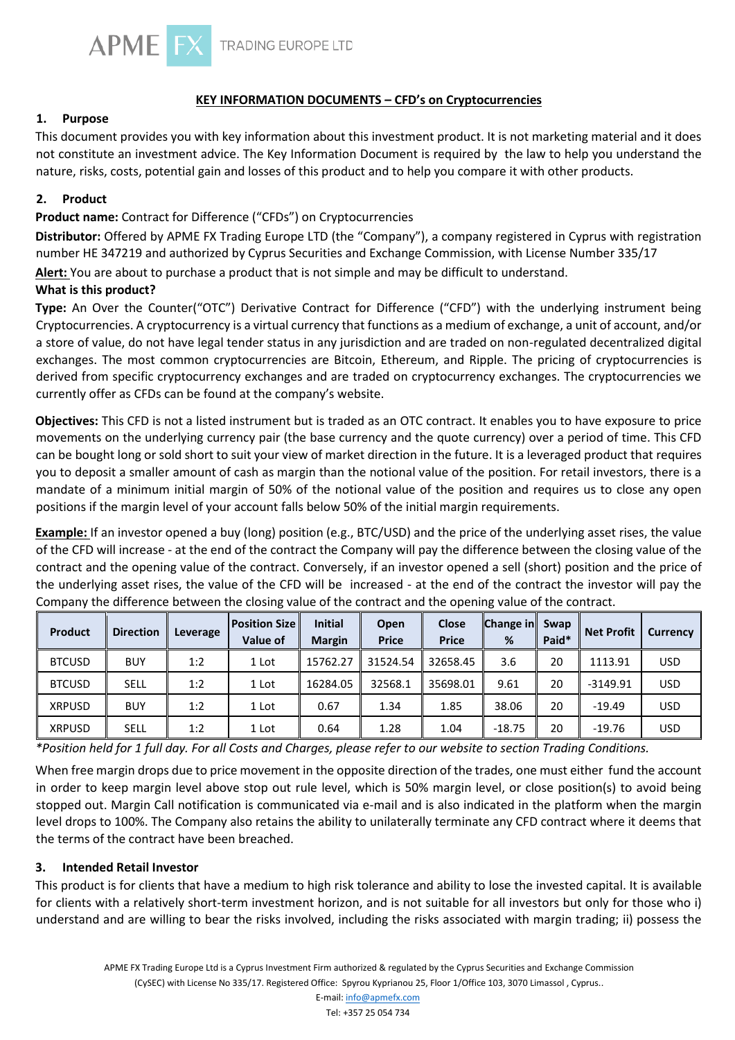APME FX TRADING EUROPE LTD

## KEY INFORMATION DOCUMENTS – CFD's on Cryptocurrencies

### 1. Purpose

This document provides you with key information about this investment product. It is not marketing material and it does not constitute an investment advice. The Key Information Document is required by the law to help you understand the nature, risks, costs, potential gain and losses of this product and to help you compare it with other products.

### 2. Product

**Product name:** Contract for Difference ("CFDs") on Cryptocurrencies

**Distributor:** Offered by APME FX Trading Europe LTD (the "Company"), a company registered in Cyprus with registration number HE 347219 and authorized by Cyprus Securities and Exchange Commission, with License Number 335/17

**Alert:** You are about to purchase a product that is not simple and may be difficult to understand.

**What is this product?**

**Type:** An Over the Counter("OTC") Derivative Contract for Difference ("CFD") with the underlying instrument being Cryptocurrencies. A cryptocurrency is a virtual currency that functions as a medium of exchange, a unit of account, and/or a store of value, do not have legal tender status in any jurisdiction and are traded on non-regulated decentralized digital exchanges. The most common cryptocurrencies are Bitcoin, Ethereum, and Ripple. The pricing of cryptocurrencies is derived from specific cryptocurrency exchanges and are traded on cryptocurrency exchanges. The cryptocurrencies we currently offer as CFDs can be found at the company's website.

**Objectives:** This CFD is not a listed instrument but is traded as an OTC contract. It enables you to have exposure to price movements on the underlying currency pair (the base currency and the quote currency) over a period of time. This CFD can be bought long or sold short to suit your view of market direction in the future. It is a leveraged product that requires you to deposit a smaller amount of cash as margin than the notional value of the position. For retail investors, there is a mandate of a minimum initial margin of 50% of the notional value of the position and requires us to close any open positions if the margin level of your account falls below 50% of the initial margin requirements.

**Example:** If an investor opened a buy (long) position (e.g., BTC/USD) and the price of the underlying asset rises, the value of the CFD will increase - at the end of the contract the Company will pay the difference between the closing value of the contract and the opening value of the contract. Conversely, if an investor opened a sell (short) position and the price of the underlying asset rises, the value of the CFD will be increased - at the end of the contract the investor will pay the Company the difference between the closing value of the contract and the opening value of the contract.

| Product | Direction | Leverage | Position Size Value of | Initial Margin | Open Price | Close Price | Change in % | Swap Paid* | Net Profit | Currency |
|---|---|---|---|---|---|---|---|---|---|---|
| BTCUSD | BUY | 1:2 | 1 Lot | 15762.27 | 31524.54 | 32658.45 | 3.6 | 20 | 1113.91 | USD |
| BTCUSD | SELL | 1:2 | 1 Lot | 16284.05 | 32568.1 | 35698.01 | 9.61 | 20 | -3149.91 | USD |
| XRPUSD | BUY | 1:2 | 1 Lot | 0.67 | 1.34 | 1.85 | 38.06 | 20 | -19.49 | USD |
| XRPUSD | SELL | 1:2 | 1 Lot | 0.64 | 1.28 | 1.04 | -18.75 | 20 | -19.76 | USD |

*\*Position held for 1 full day. For all Costs and Charges, please refer to our website to section Trading Conditions.*

When free margin drops due to price movement in the opposite direction of the trades, one must either fund the account in order to keep margin level above stop out rule level, which is 50% margin level, or close position(s) to avoid being stopped out. Margin Call notification is communicated via e-mail and is also indicated in the platform when the margin level drops to 100%. The Company also retains the ability to unilaterally terminate any CFD contract where it deems that the terms of the contract have been breached.

### 3. Intended Retail Investor

This product is for clients that have a medium to high risk tolerance and ability to lose the invested capital. It is available for clients with a relatively short-term investment horizon, and is not suitable for all investors but only for those who i) understand and are willing to bear the risks involved, including the risks associated with margin trading; ii) possess the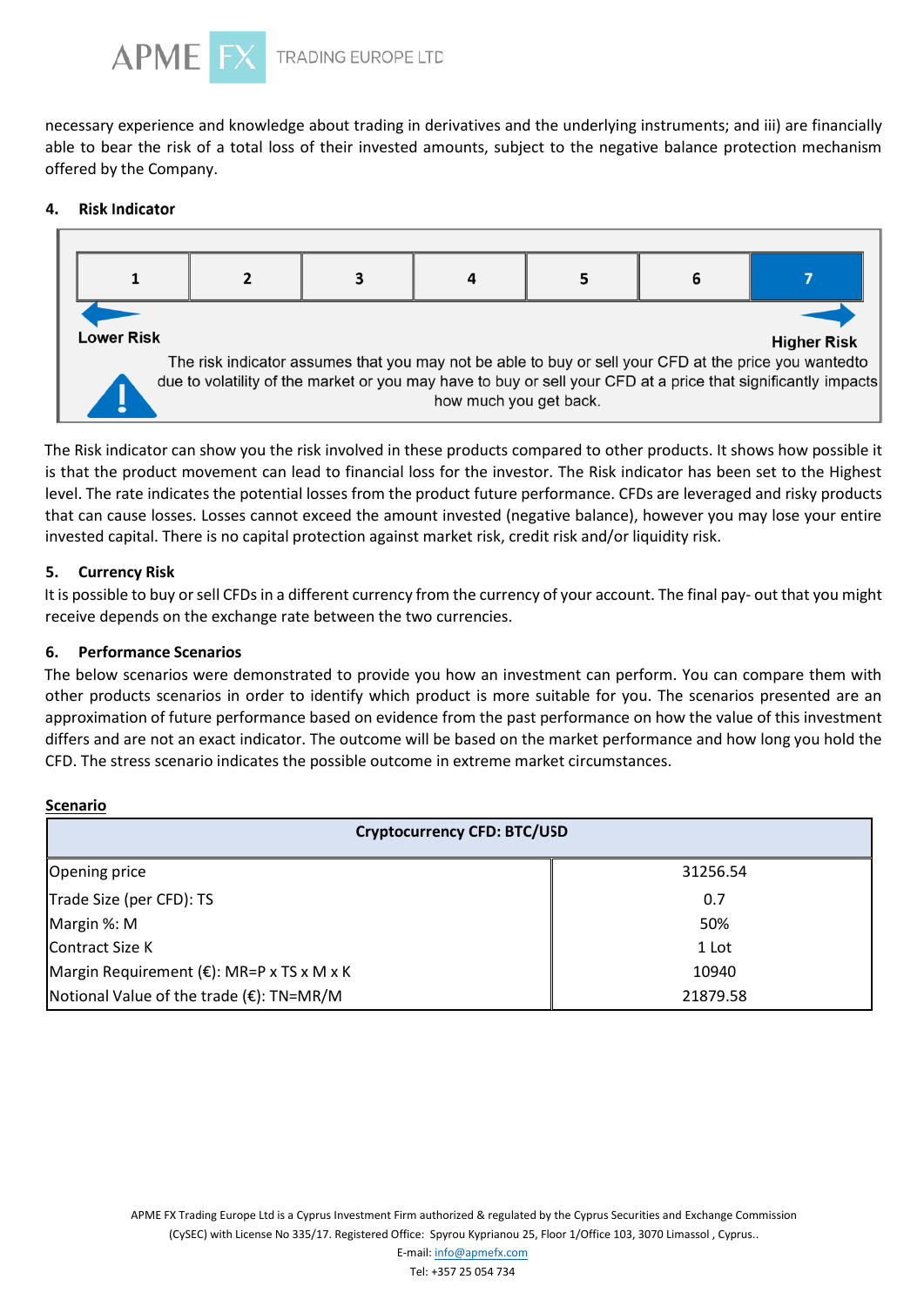necessary experience and knowledge about trading in derivatives and the underlying instruments; and iii) are financially able to bear the risk of a total loss of their invested amounts, subject to the negative balance protection mechanism offered by the Company.

## 4. Risk Indicator

| 1 | 2 | 3 | 4 | 5 | 6 | **7** |
|---|---|---|---|---|---|---|

**Lower Risk** **Higher Risk**

The risk indicator assumes that you may not be able to buy or sell your CFD at the price you wantedto due to volatility of the market or you may have to buy or sell your CFD at a price that significantly impacts how much you get back.

The Risk indicator can show you the risk involved in these products compared to other products. It shows how possible it is that the product movement can lead to financial loss for the investor. The Risk indicator has been set to the Highest level. The rate indicates the potential losses from the product future performance. CFDs are leveraged and risky products that can cause losses. Losses cannot exceed the amount invested (negative balance), however you may lose your entire invested capital. There is no capital protection against market risk, credit risk and/or liquidity risk.

## 5. Currency Risk

It is possible to buy or sell CFDs in a different currency from the currency of your account. The final pay- out that you might receive depends on the exchange rate between the two currencies.

## 6. Performance Scenarios

The below scenarios were demonstrated to provide you how an investment can perform. You can compare them with other products scenarios in order to identify which product is more suitable for you. The scenarios presented are an approximation of future performance based on evidence from the past performance on how the value of this investment differs and are not an exact indicator. The outcome will be based on the market performance and how long you hold the CFD. The stress scenario indicates the possible outcome in extreme market circumstances.

**Scenario**

| Cryptocurrency CFD: BTC/USD | |
|---|---|
| Opening price | 31256.54 |
| Trade Size (per CFD): TS | 0.7 |
| Margin %: M | 50% |
| Contract Size K | 1 Lot |
| Margin Requirement (€): MR=P x TS x M x K | 10940 |
| Notional Value of the trade (€): TN=MR/M | 21879.58 |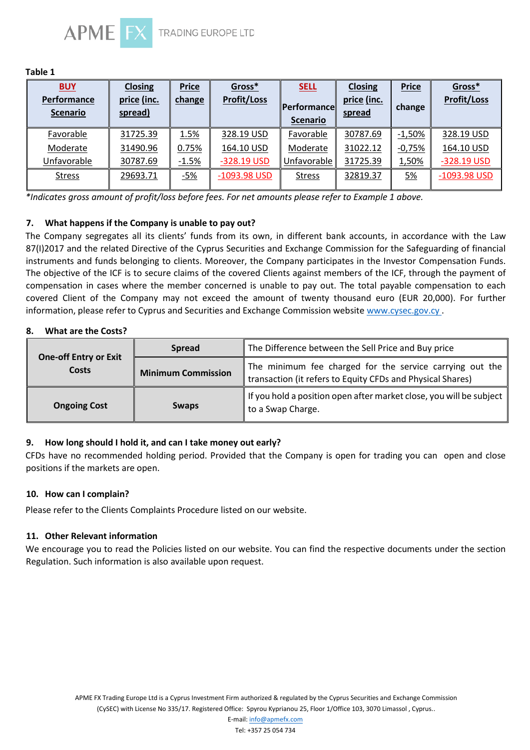**Table 1**

| **BUY Performance Scenario** | **Closing price (inc. spread)** | **Price change** | **Gross* Profit/Loss** | **SELL Performance Scenario** | **Closing price (inc. spread** | **Price change** | **Gross* Profit/Loss** |
|---|---|---|---|---|---|---|---|
| Favorable | 31725.39 | 1.5% | 328.19 USD | Favorable | 30787.69 | -1,50% | 328.19 USD |
| Moderate | 31490.96 | 0.75% | 164.10 USD | Moderate | 31022.12 | -0,75% | 164.10 USD |
| Unfavorable | 30787.69 | -1.5% | -328.19 USD | Unfavorable | 31725.39 | 1,50% | -328.19 USD |
| Stress | 29693.71 | -5% | -1093.98 USD | Stress | 32819.37 | 5% | -1093.98 USD |

*\*Indicates gross amount of profit/loss before fees. For net amounts please refer to Example 1 above.*

## 7. What happens if the Company is unable to pay out?

The Company segregates all its clients' funds from its own, in different bank accounts, in accordance with the Law 87(I)2017 and the related Directive of the Cyprus Securities and Exchange Commission for the Safeguarding of financial instruments and funds belonging to clients. Moreover, the Company participates in the Investor Compensation Funds. The objective of the ICF is to secure claims of the covered Clients against members of the ICF, through the payment of compensation in cases where the member concerned is unable to pay out. The total payable compensation to each covered Client of the Company may not exceed the amount of twenty thousand euro (EUR 20,000). For further information, please refer to Cyprus and Securities and Exchange Commission website www.cysec.gov.cy .

## 8. What are the Costs?

| | | |
|---|---|---|
| **One-off Entry or Exit Costs** | **Spread** | The Difference between the Sell Price and Buy price |
| | **Minimum Commission** | The minimum fee charged for the service carrying out the transaction (it refers to Equity CFDs and Physical Shares) |
| **Ongoing Cost** | **Swaps** | If you hold a position open after market close, you will be subject to a Swap Charge. |

## 9. How long should I hold it, and can I take money out early?

CFDs have no recommended holding period. Provided that the Company is open for trading you can open and close positions if the markets are open.

## 10. How can I complain?

Please refer to the Clients Complaints Procedure listed on our website.

## 11. Other Relevant information

We encourage you to read the Policies listed on our website. You can find the respective documents under the section Regulation. Such information is also available upon request.